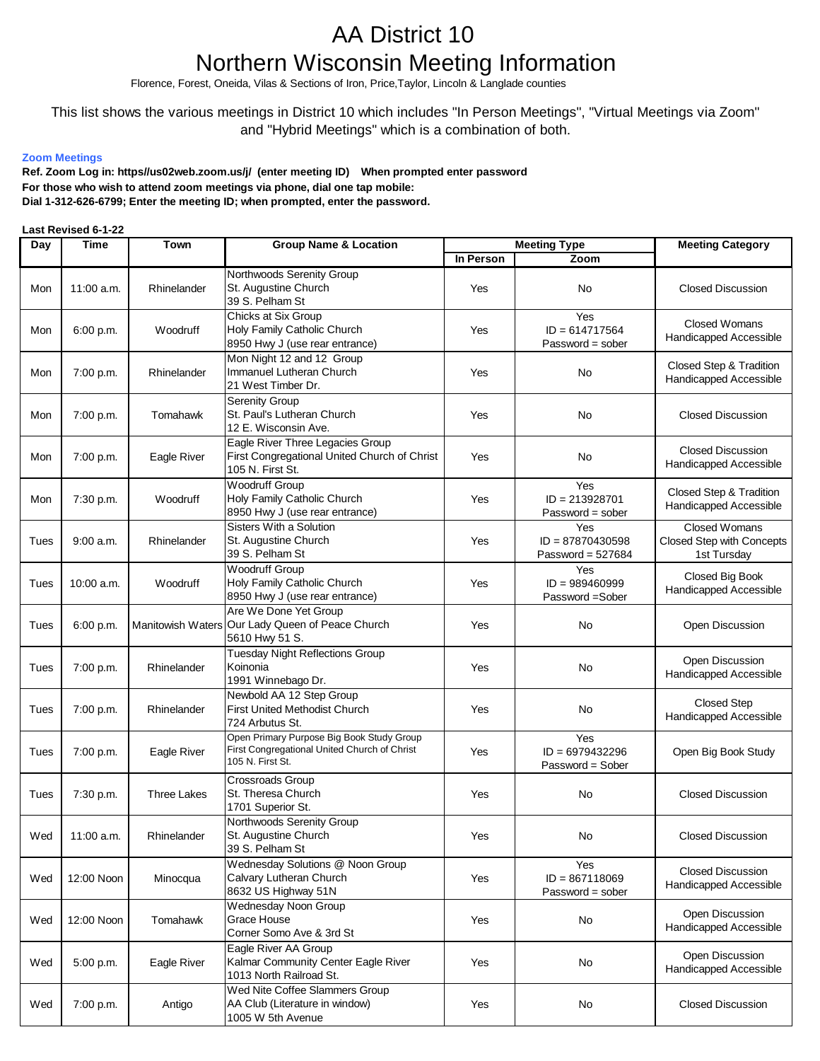# AA District 10

# Northern Wisconsin Meeting Information

Florence, Forest, Oneida, Vilas & Sections of Iron, Price,Taylor, Lincoln & Langlade counties

This list shows the various meetings in District 10 which includes "In Person Meetings", "Virtual Meetings via Zoom" and "Hybrid Meetings" which is a combination of both.

**Zoom Meetings**

**Ref. Zoom Log in: https//us02web.zoom.us/j/ (enter meeting ID) When prompted enter password**

**For those who wish to attend zoom meetings via phone, dial one tap mobile:**

**Dial 1-312-626-6799; Enter the meeting ID; when prompted, enter the password.**

**Last Revised 6-1-22**

| Day | Time | Town | Group Name & Location | Meeting Type | | Meeting Category |
|---|---|---|---|---|---|---|
| | | | | In Person | Zoom | |
| Mon | 11:00 a.m. | Rhinelander | Northwoods Serenity Group<br>St. Augustine Church<br>39 S. Pelham St | Yes | No | Closed Discussion |
| Mon | 6:00 p.m. | Woodruff | Chicks at Six Group<br>Holy Family Catholic Church<br>8950 Hwy J (use rear entrance) | Yes | Yes<br>ID = 614717564<br>Password = sober | Closed Womans<br>Handicapped Accessible |
| Mon | 7:00 p.m. | Rhinelander | Mon Night 12 and 12 Group<br>Immanuel Lutheran Church<br>21 West Timber Dr. | Yes | No | Closed Step & Tradition<br>Handicapped Accessible |
| Mon | 7:00 p.m. | Tomahawk | Serenity Group<br>St. Paul's Lutheran Church<br>12 E. Wisconsin Ave. | Yes | No | Closed Discussion |
| Mon | 7:00 p.m. | Eagle River | Eagle River Three Legacies Group<br>First Congregational United Church of Christ<br>105 N. First St. | Yes | No | Closed Discussion<br>Handicapped Accessible |
| Mon | 7:30 p.m. | Woodruff | Woodruff Group<br>Holy Family Catholic Church<br>8950 Hwy J (use rear entrance) | Yes | Yes<br>ID = 213928701<br>Password = sober | Closed Step & Tradition<br>Handicapped Accessible |
| Tues | 9:00 a.m. | Rhinelander | Sisters With a Solution<br>St. Augustine Church<br>39 S. Pelham St | Yes | Yes<br>ID = 87870430598<br>Password = 527684 | Closed Womans<br>Closed Step with Concepts<br>1st Tursday |
| Tues | 10:00 a.m. | Woodruff | Woodruff Group<br>Holy Family Catholic Church<br>8950 Hwy J (use rear entrance) | Yes | Yes<br>ID = 989460999<br>Password =Sober | Closed Big Book<br>Handicapped Accessible |
| Tues | 6:00 p.m. | Manitowish Waters | Are We Done Yet Group<br>Our Lady Queen of Peace Church<br>5610 Hwy 51 S. | Yes | No | Open Discussion |
| Tues | 7:00 p.m. | Rhinelander | Tuesday Night Reflections Group<br>Koinonia<br>1991 Winnebago Dr. | Yes | No | Open Discussion<br>Handicapped Accessible |
| Tues | 7:00 p.m. | Rhinelander | Newbold AA 12 Step Group<br>First United Methodist Church<br>724 Arbutus St. | Yes | No | Closed Step<br>Handicapped Accessible |
| Tues | 7:00 p.m. | Eagle River | Open Primary Purpose Big Book Study Group<br>First Congregational United Church of Christ<br>105 N. First St. | Yes | Yes<br>ID = 6979432296<br>Password = Sober | Open Big Book Study |
| Tues | 7:30 p.m. | Three Lakes | Crossroads Group<br>St. Theresa Church<br>1701 Superior St. | Yes | No | Closed Discussion |
| Wed | 11:00 a.m. | Rhinelander | Northwoods Serenity Group<br>St. Augustine Church<br>39 S. Pelham St | Yes | No | Closed Discussion |
| Wed | 12:00 Noon | Minocqua | Wednesday Solutions @ Noon Group<br>Calvary Lutheran Church<br>8632 US Highway 51N | Yes | Yes<br>ID = 867118069<br>Password = sober | Closed Discussion<br>Handicapped Accessible |
| Wed | 12:00 Noon | Tomahawk | Wednesday Noon Group<br>Grace House<br>Corner Somo Ave & 3rd St | Yes | No | Open Discussion<br>Handicapped Accessible |
| Wed | 5:00 p.m. | Eagle River | Eagle River AA Group<br>Kalmar Community Center Eagle River<br>1013 North Railroad St. | Yes | No | Open Discussion<br>Handicapped Accessible |
| Wed | 7:00 p.m. | Antigo | Wed Nite Coffee Slammers Group<br>AA Club (Literature in window)<br>1005 W 5th Avenue | Yes | No | Closed Discussion |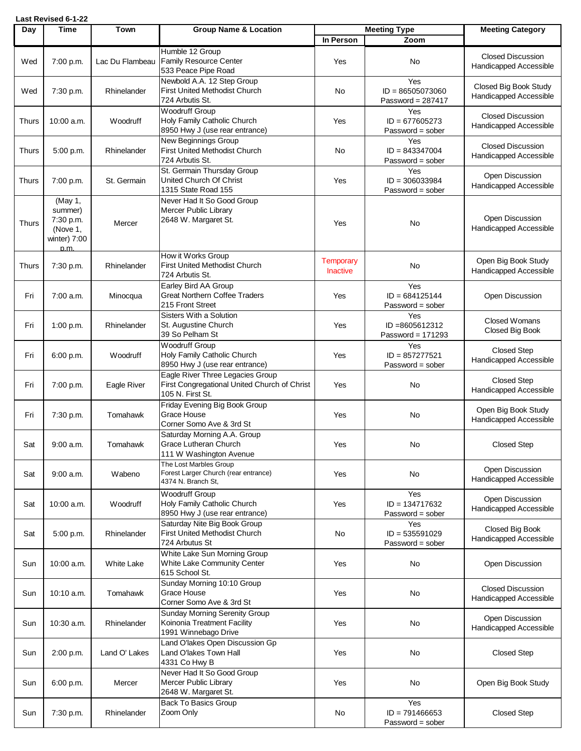**Last Revised 6-1-22**

| Day | Time | Town | Group Name & Location | Meeting Type | | Meeting Category |
|---|---|---|---|---|---|---|
| | | | | In Person | Zoom | |
| Wed | 7:00 p.m. | Lac Du Flambeau | Humble 12 Group<br>Family Resource Center<br>533 Peace Pipe Road | Yes | No | Closed Discussion<br>Handicapped Accessible |
| Wed | 7:30 p.m. | Rhinelander | Newbold A.A. 12 Step Group<br>First United Methodist Church<br>724 Arbutis St. | No | Yes<br>ID = 86505073060<br>Password = 287417 | Closed Big Book Study<br>Handicapped Accessible |
| Thurs | 10:00 a.m. | Woodruff | Woodruff Group<br>Holy Family Catholic Church<br>8950 Hwy J (use rear entrance) | Yes | Yes<br>ID = 677605273<br>Password = sober | Closed Discussion<br>Handicapped Accessible |
| Thurs | 5:00 p.m. | Rhinelander | New Beginnings Group<br>First United Methodist Church<br>724 Arbutis St. | No | Yes<br>ID = 843347004<br>Password = sober | Closed Discussion<br>Handicapped Accessible |
| Thurs | 7:00 p.m. | St. Germain | St. Germain Thursday Group<br>United Church Of Christ<br>1315 State Road 155 | Yes | Yes<br>ID = 306033984<br>Password = sober | Open Discussion<br>Handicapped Accessible |
| Thurs | (May 1, summer) 7:30 p.m. (Nove 1, winter) 7:00 p.m. | Mercer | Never Had It So Good Group<br>Mercer Public Library<br>2648 W. Margaret St. | Yes | No | Open Discussion<br>Handicapped Accessible |
| Thurs | 7:30 p.m. | Rhinelander | How it Works Group<br>First United Methodist Church<br>724 Arbutis St. | Temporary Inactive | No | Open Big Book Study<br>Handicapped Accessible |
| Fri | 7:00 a.m. | Minocqua | Earley Bird AA Group<br>Great Northern Coffee Traders<br>215 Front Street | Yes | Yes<br>ID = 684125144<br>Password = sober | Open Discussion |
| Fri | 1:00 p.m. | Rhinelander | Sisters With a Solution<br>St. Augustine Church<br>39 So Pelham St | Yes | Yes<br>ID =8605612312<br>Password = 171293 | Closed Womans<br>Closed Big Book |
| Fri | 6:00 p.m. | Woodruff | Woodruff Group<br>Holy Family Catholic Church<br>8950 Hwy J (use rear entrance) | Yes | Yes<br>ID = 857277521<br>Password = sober | Closed Step<br>Handicapped Accessible |
| Fri | 7:00 p.m. | Eagle River | Eagle River Three Legacies Group<br>First Congregational United Church of Christ<br>105 N. First St. | Yes | No | Closed Step<br>Handicapped Accessible |
| Fri | 7:30 p.m. | Tomahawk | Friday Evening Big Book Group<br>Grace House<br>Corner Somo Ave & 3rd St | Yes | No | Open Big Book Study<br>Handicapped Accessible |
| Sat | 9:00 a.m. | Tomahawk | Saturday Morning A.A. Group<br>Grace Lutheran Church<br>111 W Washington Avenue | Yes | No | Closed Step |
| Sat | 9:00 a.m. | Wabeno | The Lost Marbles Group<br>Forest Larger Church (rear entrance)<br>4374 N. Branch St, | Yes | No | Open Discussion<br>Handicapped Accessible |
| Sat | 10:00 a.m. | Woodruff | Woodruff Group<br>Holy Family Catholic Church<br>8950 Hwy J (use rear entrance) | Yes | Yes<br>ID = 134717632<br>Password = sober | Open Discussion<br>Handicapped Accessible |
| Sat | 5:00 p.m. | Rhinelander | Saturday Nite Big Book Group<br>First United Methodist Church<br>724 Arbutus St | No | Yes<br>ID = 535591029<br>Password = sober | Closed Big Book<br>Handicapped Accessible |
| Sun | 10:00 a.m. | White Lake | White Lake Sun Morning Group<br>White Lake Community Center<br>615 School St. | Yes | No | Open Discussion |
| Sun | 10:10 a.m. | Tomahawk | Sunday Morning 10:10 Group<br>Grace House<br>Corner Somo Ave & 3rd St | Yes | No | Closed Discussion<br>Handicapped Accessible |
| Sun | 10:30 a.m. | Rhinelander | Sunday Morning Serenity Group<br>Koinonia Treatment Facility<br>1991 Winnebago Drive | Yes | No | Open Discussion<br>Handicapped Accessible |
| Sun | 2:00 p.m. | Land O' Lakes | Land O'lakes Open Discussion Gp<br>Land O'lakes Town Hall<br>4331 Co Hwy B | Yes | No | Closed Step |
| Sun | 6:00 p.m. | Mercer | Never Had It So Good Group<br>Mercer Public Library<br>2648 W. Margaret St. | Yes | No | Open Big Book Study |
| Sun | 7:30 p.m. | Rhinelander | Back To Basics Group<br>Zoom Only | No | Yes<br>ID = 791466653<br>Password = sober | Closed Step |